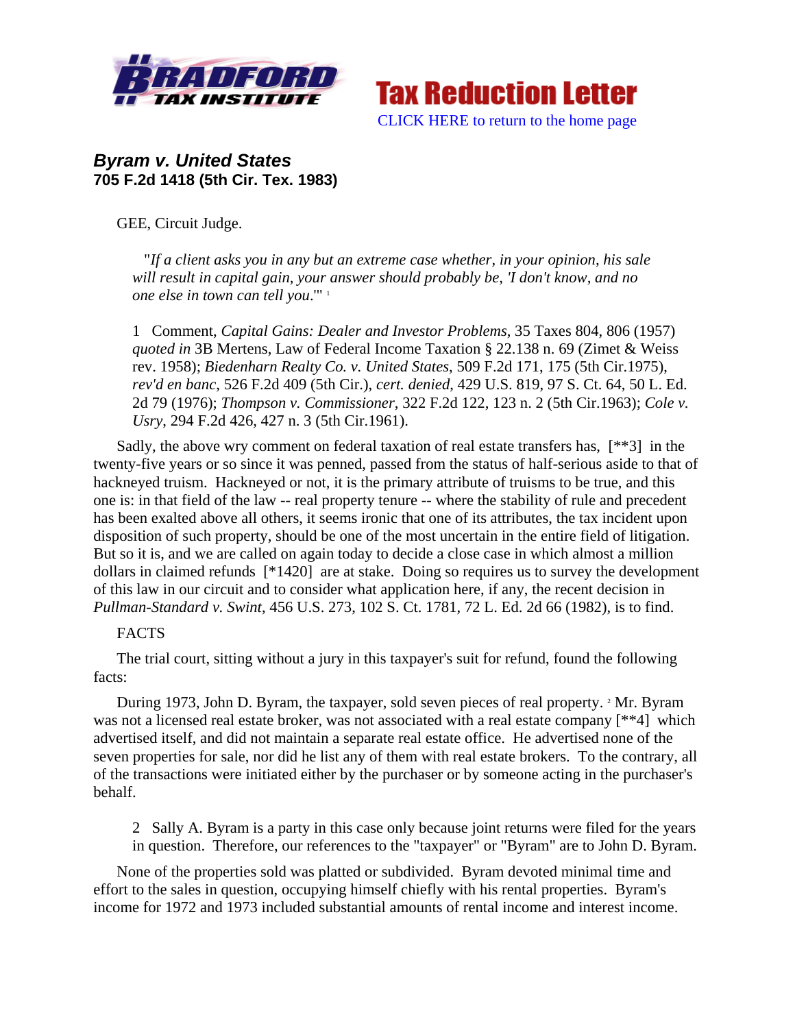Tax Reduction Letter

CLICK HERE to return to the home page

## *Byram v. United States*
### 705 F.2d 1418 (5th Cir. Tex. 1983)

GEE, Circuit Judge.

> "*If a client asks you in any but an extreme case whether, in your opinion, his sale will result in capital gain, your answer should probably be, 'I don't know, and no one else in town can tell you*.'" [1]

> 1 Comment, *Capital Gains: Dealer and Investor Problems*, 35 Taxes 804, 806 (1957) *quoted in* 3B Mertens, Law of Federal Income Taxation § 22.138 n. 69 (Zimet & Weiss rev. 1958); *Biedenharn Realty Co. v. United States*, 509 F.2d 171, 175 (5th Cir.1975), *rev'd en banc*, 526 F.2d 409 (5th Cir.), *cert. denied*, 429 U.S. 819, 97 S. Ct. 64, 50 L. Ed. 2d 79 (1976); *Thompson v. Commissioner*, 322 F.2d 122, 123 n. 2 (5th Cir.1963); *Cole v. Usry*, 294 F.2d 426, 427 n. 3 (5th Cir.1961).

Sadly, the above wry comment on federal taxation of real estate transfers has, [**3] in the twenty-five years or so since it was penned, passed from the status of half-serious aside to that of hackneyed truism. Hackneyed or not, it is the primary attribute of truisms to be true, and this one is: in that field of the law -- real property tenure -- where the stability of rule and precedent has been exalted above all others, it seems ironic that one of its attributes, the tax incident upon disposition of such property, should be one of the most uncertain in the entire field of litigation. But so it is, and we are called on again today to decide a close case in which almost a million dollars in claimed refunds [*1420] are at stake. Doing so requires us to survey the development of this law in our circuit and to consider what application here, if any, the recent decision in *Pullman-Standard v. Swint*, 456 U.S. 273, 102 S. Ct. 1781, 72 L. Ed. 2d 66 (1982), is to find.

FACTS

The trial court, sitting without a jury in this taxpayer's suit for refund, found the following facts:

During 1973, John D. Byram, the taxpayer, sold seven pieces of real property. [2] Mr. Byram was not a licensed real estate broker, was not associated with a real estate company [**4] which advertised itself, and did not maintain a separate real estate office. He advertised none of the seven properties for sale, nor did he list any of them with real estate brokers. To the contrary, all of the transactions were initiated either by the purchaser or by someone acting in the purchaser's behalf.

> 2 Sally A. Byram is a party in this case only because joint returns were filed for the years in question. Therefore, our references to the "taxpayer" or "Byram" are to John D. Byram.

None of the properties sold was platted or subdivided. Byram devoted minimal time and effort to the sales in question, occupying himself chiefly with his rental properties. Byram's income for 1972 and 1973 included substantial amounts of rental income and interest income.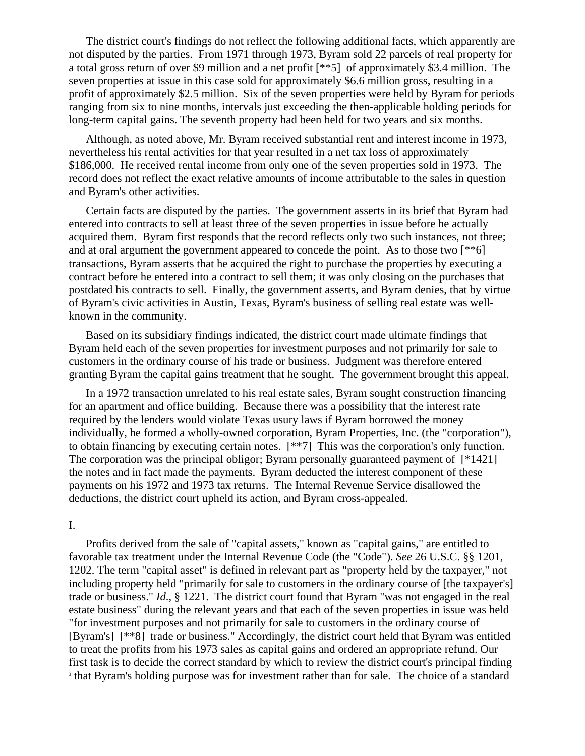The district court's findings do not reflect the following additional facts, which apparently are not disputed by the parties. From 1971 through 1973, Byram sold 22 parcels of real property for a total gross return of over $9 million and a net profit [**5] of approximately $3.4 million. The seven properties at issue in this case sold for approximately $6.6 million gross, resulting in a profit of approximately $2.5 million. Six of the seven properties were held by Byram for periods ranging from six to nine months, intervals just exceeding the then-applicable holding periods for long-term capital gains. The seventh property had been held for two years and six months.

Although, as noted above, Mr. Byram received substantial rent and interest income in 1973, nevertheless his rental activities for that year resulted in a net tax loss of approximately $186,000. He received rental income from only one of the seven properties sold in 1973. The record does not reflect the exact relative amounts of income attributable to the sales in question and Byram's other activities.

Certain facts are disputed by the parties. The government asserts in its brief that Byram had entered into contracts to sell at least three of the seven properties in issue before he actually acquired them. Byram first responds that the record reflects only two such instances, not three; and at oral argument the government appeared to concede the point. As to those two [**6] transactions, Byram asserts that he acquired the right to purchase the properties by executing a contract before he entered into a contract to sell them; it was only closing on the purchases that postdated his contracts to sell. Finally, the government asserts, and Byram denies, that by virtue of Byram's civic activities in Austin, Texas, Byram's business of selling real estate was well-known in the community.

Based on its subsidiary findings indicated, the district court made ultimate findings that Byram held each of the seven properties for investment purposes and not primarily for sale to customers in the ordinary course of his trade or business. Judgment was therefore entered granting Byram the capital gains treatment that he sought. The government brought this appeal.

In a 1972 transaction unrelated to his real estate sales, Byram sought construction financing for an apartment and office building. Because there was a possibility that the interest rate required by the lenders would violate Texas usury laws if Byram borrowed the money individually, he formed a wholly-owned corporation, Byram Properties, Inc. (the "corporation"), to obtain financing by executing certain notes. [**7] This was the corporation's only function. The corporation was the principal obligor; Byram personally guaranteed payment of [*1421] the notes and in fact made the payments. Byram deducted the interest component of these payments on his 1972 and 1973 tax returns. The Internal Revenue Service disallowed the deductions, the district court upheld its action, and Byram cross-appealed.

I.

Profits derived from the sale of "capital assets," known as "capital gains," are entitled to favorable tax treatment under the Internal Revenue Code (the "Code"). *See* 26 U.S.C. §§ 1201, 1202. The term "capital asset" is defined in relevant part as "property held by the taxpayer," not including property held "primarily for sale to customers in the ordinary course of [the taxpayer's] trade or business." *Id*., § 1221. The district court found that Byram "was not engaged in the real estate business" during the relevant years and that each of the seven properties in issue was held "for investment purposes and not primarily for sale to customers in the ordinary course of [Byram's] [**8] trade or business." Accordingly, the district court held that Byram was entitled to treat the profits from his 1973 sales as capital gains and ordered an appropriate refund. Our first task is to decide the correct standard by which to review the district court's principal finding [3] that Byram's holding purpose was for investment rather than for sale. The choice of a standard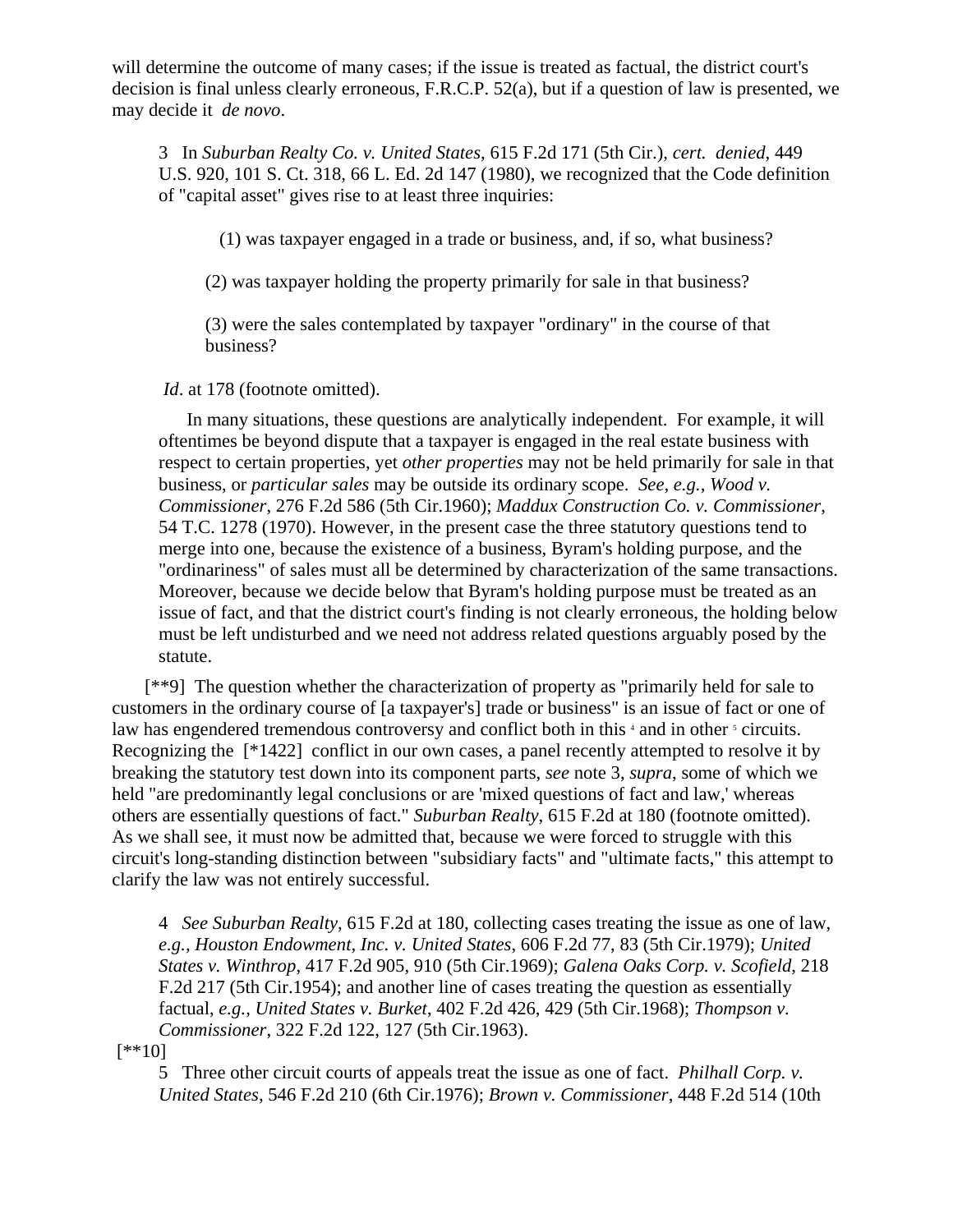will determine the outcome of many cases; if the issue is treated as factual, the district court's decision is final unless clearly erroneous, F.R.C.P. 52(a), but if a question of law is presented, we may decide it *de novo*.

> 3 In *Suburban Realty Co. v. United States*, 615 F.2d 171 (5th Cir.), *cert. denied*, 449 U.S. 920, 101 S. Ct. 318, 66 L. Ed. 2d 147 (1980), we recognized that the Code definition of "capital asset" gives rise to at least three inquiries:
>
> > (1) was taxpayer engaged in a trade or business, and, if so, what business?
> >
> > (2) was taxpayer holding the property primarily for sale in that business?
> >
> > (3) were the sales contemplated by taxpayer "ordinary" in the course of that business?
>
> *Id*. at 178 (footnote omitted).
>
> In many situations, these questions are analytically independent. For example, it will oftentimes be beyond dispute that a taxpayer is engaged in the real estate business with respect to certain properties, yet *other properties* may not be held primarily for sale in that business, or *particular sales* may be outside its ordinary scope. *See, e.g., Wood v. Commissioner*, 276 F.2d 586 (5th Cir.1960); *Maddux Construction Co. v. Commissioner*, 54 T.C. 1278 (1970). However, in the present case the three statutory questions tend to merge into one, because the existence of a business, Byram's holding purpose, and the "ordinariness" of sales must all be determined by characterization of the same transactions. Moreover, because we decide below that Byram's holding purpose must be treated as an issue of fact, and that the district court's finding is not clearly erroneous, the holding below must be left undisturbed and we need not address related questions arguably posed by the statute.

[**9] The question whether the characterization of property as "primarily held for sale to customers in the ordinary course of [a taxpayer's] trade or business" is an issue of fact or one of law has engendered tremendous controversy and conflict both in this [4] and in other [5] circuits. Recognizing the [*1422] conflict in our own cases, a panel recently attempted to resolve it by breaking the statutory test down into its component parts, *see* note 3, *supra*, some of which we held "are predominantly legal conclusions or are 'mixed questions of fact and law,' whereas others are essentially questions of fact." *Suburban Realty*, 615 F.2d at 180 (footnote omitted). As we shall see, it must now be admitted that, because we were forced to struggle with this circuit's long-standing distinction between "subsidiary facts" and "ultimate facts," this attempt to clarify the law was not entirely successful.

> 4 *See Suburban Realty*, 615 F.2d at 180, collecting cases treating the issue as one of law, *e.g., Houston Endowment, Inc. v. United States*, 606 F.2d 77, 83 (5th Cir.1979); *United States v. Winthrop*, 417 F.2d 905, 910 (5th Cir.1969); *Galena Oaks Corp. v. Scofield*, 218 F.2d 217 (5th Cir.1954); and another line of cases treating the question as essentially factual, *e.g., United States v. Burket*, 402 F.2d 426, 429 (5th Cir.1968); *Thompson v. Commissioner*, 322 F.2d 122, 127 (5th Cir.1963).

[**10]

> 5 Three other circuit courts of appeals treat the issue as one of fact. *Philhall Corp. v. United States*, 546 F.2d 210 (6th Cir.1976); *Brown v. Commissioner*, 448 F.2d 514 (10th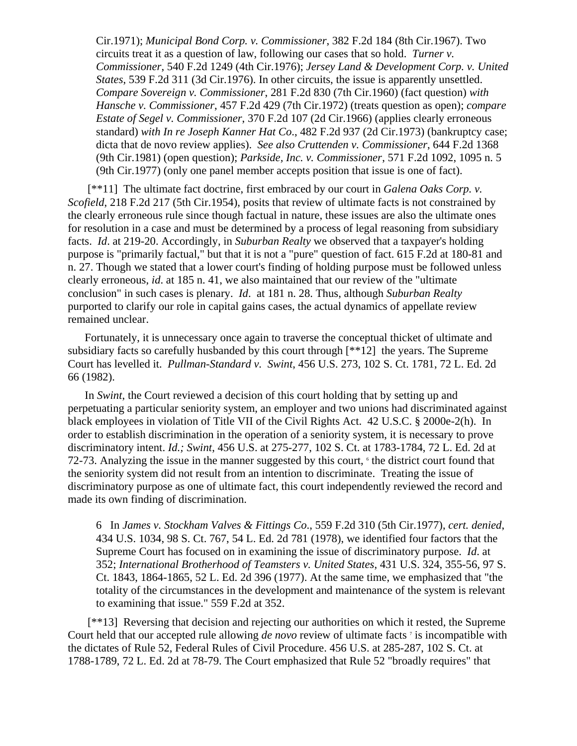Cir.1971); *Municipal Bond Corp. v. Commissioner*, 382 F.2d 184 (8th Cir.1967). Two circuits treat it as a question of law, following our cases that so hold. *Turner v. Commissioner*, 540 F.2d 1249 (4th Cir.1976); *Jersey Land & Development Corp. v. United States*, 539 F.2d 311 (3d Cir.1976). In other circuits, the issue is apparently unsettled. *Compare Sovereign v. Commissioner*, 281 F.2d 830 (7th Cir.1960) (fact question) *with Hansche v. Commissioner*, 457 F.2d 429 (7th Cir.1972) (treats question as open); *compare Estate of Segel v. Commissioner*, 370 F.2d 107 (2d Cir.1966) (applies clearly erroneous standard) *with In re Joseph Kanner Hat Co*., 482 F.2d 937 (2d Cir.1973) (bankruptcy case; dicta that de novo review applies). *See also Cruttenden v. Commissioner*, 644 F.2d 1368 (9th Cir.1981) (open question); *Parkside, Inc. v. Commissioner*, 571 F.2d 1092, 1095 n. 5 (9th Cir.1977) (only one panel member accepts position that issue is one of fact).

[**11] The ultimate fact doctrine, first embraced by our court in *Galena Oaks Corp. v. Scofield*, 218 F.2d 217 (5th Cir.1954), posits that review of ultimate facts is not constrained by the clearly erroneous rule since though factual in nature, these issues are also the ultimate ones for resolution in a case and must be determined by a process of legal reasoning from subsidiary facts. *Id*. at 219-20. Accordingly, in *Suburban Realty* we observed that a taxpayer's holding purpose is "primarily factual," but that it is not a "pure" question of fact. 615 F.2d at 180-81 and n. 27. Though we stated that a lower court's finding of holding purpose must be followed unless clearly erroneous, *id*. at 185 n. 41, we also maintained that our review of the "ultimate conclusion" in such cases is plenary. *Id*. at 181 n. 28. Thus, although *Suburban Realty* purported to clarify our role in capital gains cases, the actual dynamics of appellate review remained unclear.

Fortunately, it is unnecessary once again to traverse the conceptual thicket of ultimate and subsidiary facts so carefully husbanded by this court through [**12] the years. The Supreme Court has levelled it. *Pullman-Standard v. Swint*, 456 U.S. 273, 102 S. Ct. 1781, 72 L. Ed. 2d 66 (1982).

In *Swint*, the Court reviewed a decision of this court holding that by setting up and perpetuating a particular seniority system, an employer and two unions had discriminated against black employees in violation of Title VII of the Civil Rights Act. 42 U.S.C. § 2000e-2(h). In order to establish discrimination in the operation of a seniority system, it is necessary to prove discriminatory intent. *Id.; Swint*, 456 U.S. at 275-277, 102 S. Ct. at 1783-1784, 72 L. Ed. 2d at 72-73. Analyzing the issue in the manner suggested by this court, [6] the district court found that the seniority system did not result from an intention to discriminate. Treating the issue of discriminatory purpose as one of ultimate fact, this court independently reviewed the record and made its own finding of discrimination.

6 In *James v. Stockham Valves & Fittings Co*., 559 F.2d 310 (5th Cir.1977), *cert. denied*, 434 U.S. 1034, 98 S. Ct. 767, 54 L. Ed. 2d 781 (1978), we identified four factors that the Supreme Court has focused on in examining the issue of discriminatory purpose. *Id*. at 352; *International Brotherhood of Teamsters v. United States*, 431 U.S. 324, 355-56, 97 S. Ct. 1843, 1864-1865, 52 L. Ed. 2d 396 (1977). At the same time, we emphasized that "the totality of the circumstances in the development and maintenance of the system is relevant to examining that issue." 559 F.2d at 352.

[**13] Reversing that decision and rejecting our authorities on which it rested, the Supreme Court held that our accepted rule allowing *de novo* review of ultimate facts [7] is incompatible with the dictates of Rule 52, Federal Rules of Civil Procedure. 456 U.S. at 285-287, 102 S. Ct. at 1788-1789, 72 L. Ed. 2d at 78-79. The Court emphasized that Rule 52 "broadly requires" that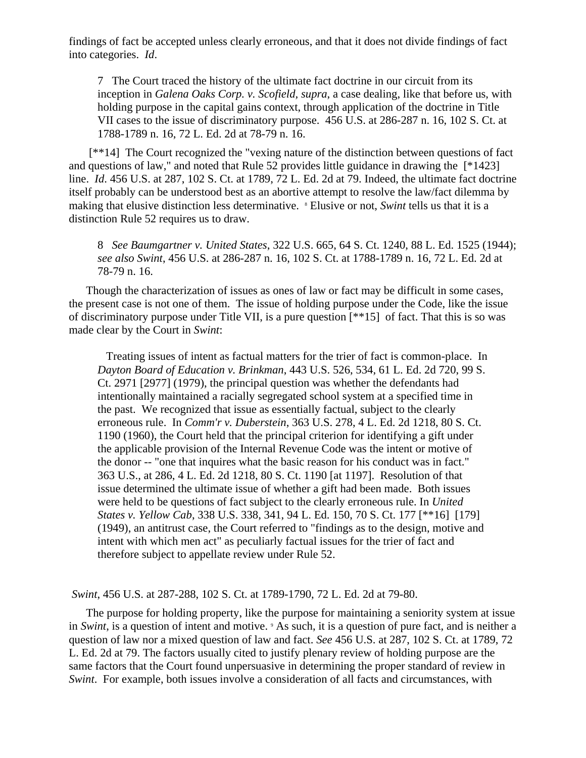findings of fact be accepted unless clearly erroneous, and that it does not divide findings of fact into categories. *Id*.

> 7 The Court traced the history of the ultimate fact doctrine in our circuit from its inception in *Galena Oaks Corp. v. Scofield, supra*, a case dealing, like that before us, with holding purpose in the capital gains context, through application of the doctrine in Title VII cases to the issue of discriminatory purpose. 456 U.S. at 286-287 n. 16, 102 S. Ct. at 1788-1789 n. 16, 72 L. Ed. 2d at 78-79 n. 16.

[**14] The Court recognized the "vexing nature of the distinction between questions of fact and questions of law," and noted that Rule 52 provides little guidance in drawing the [*1423] line. *Id*. 456 U.S. at 287, 102 S. Ct. at 1789, 72 L. Ed. 2d at 79. Indeed, the ultimate fact doctrine itself probably can be understood best as an abortive attempt to resolve the law/fact dilemma by making that elusive distinction less determinative. [8] Elusive or not, *Swint* tells us that it is a distinction Rule 52 requires us to draw.

> 8 *See Baumgartner v. United States*, 322 U.S. 665, 64 S. Ct. 1240, 88 L. Ed. 1525 (1944); *see also Swint*, 456 U.S. at 286-287 n. 16, 102 S. Ct. at 1788-1789 n. 16, 72 L. Ed. 2d at 78-79 n. 16.

Though the characterization of issues as ones of law or fact may be difficult in some cases, the present case is not one of them. The issue of holding purpose under the Code, like the issue of discriminatory purpose under Title VII, is a pure question [**15] of fact. That this is so was made clear by the Court in *Swint*:

> Treating issues of intent as factual matters for the trier of fact is common-place. In *Dayton Board of Education v. Brinkman*, 443 U.S. 526, 534, 61 L. Ed. 2d 720, 99 S. Ct. 2971 [2977] (1979), the principal question was whether the defendants had intentionally maintained a racially segregated school system at a specified time in the past. We recognized that issue as essentially factual, subject to the clearly erroneous rule. In *Comm'r v. Duberstein*, 363 U.S. 278, 4 L. Ed. 2d 1218, 80 S. Ct. 1190 (1960), the Court held that the principal criterion for identifying a gift under the applicable provision of the Internal Revenue Code was the intent or motive of the donor -- "one that inquires what the basic reason for his conduct was in fact." 363 U.S., at 286, 4 L. Ed. 2d 1218, 80 S. Ct. 1190 [at 1197]. Resolution of that issue determined the ultimate issue of whether a gift had been made. Both issues were held to be questions of fact subject to the clearly erroneous rule. In *United States v. Yellow Cab*, 338 U.S. 338, 341, 94 L. Ed. 150, 70 S. Ct. 177 [**16] [179] (1949), an antitrust case, the Court referred to "findings as to the design, motive and intent with which men act" as peculiarly factual issues for the trier of fact and therefore subject to appellate review under Rule 52.

*Swint*, 456 U.S. at 287-288, 102 S. Ct. at 1789-1790, 72 L. Ed. 2d at 79-80.

The purpose for holding property, like the purpose for maintaining a seniority system at issue in *Swint*, is a question of intent and motive. [9] As such, it is a question of pure fact, and is neither a question of law nor a mixed question of law and fact. *See* 456 U.S. at 287, 102 S. Ct. at 1789, 72 L. Ed. 2d at 79. The factors usually cited to justify plenary review of holding purpose are the same factors that the Court found unpersuasive in determining the proper standard of review in *Swint*. For example, both issues involve a consideration of all facts and circumstances, with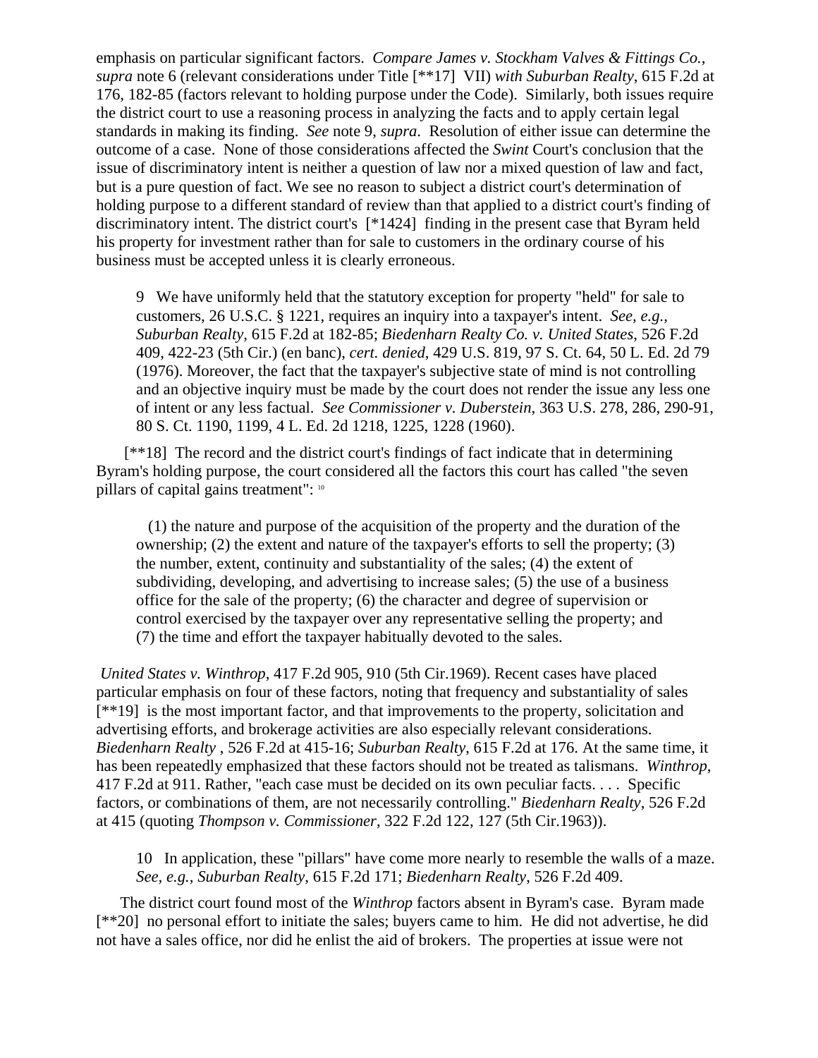emphasis on particular significant factors. *Compare James v. Stockham Valves & Fittings Co., supra* note 6 (relevant considerations under Title [**17] VII) *with Suburban Realty*, 615 F.2d at 176, 182-85 (factors relevant to holding purpose under the Code). Similarly, both issues require the district court to use a reasoning process in analyzing the facts and to apply certain legal standards in making its finding. *See* note 9, *supra*. Resolution of either issue can determine the outcome of a case. None of those considerations affected the *Swint* Court's conclusion that the issue of discriminatory intent is neither a question of law nor a mixed question of law and fact, but is a pure question of fact. We see no reason to subject a district court's determination of holding purpose to a different standard of review than that applied to a district court's finding of discriminatory intent. The district court's [*1424] finding in the present case that Byram held his property for investment rather than for sale to customers in the ordinary course of his business must be accepted unless it is clearly erroneous.

> 9 We have uniformly held that the statutory exception for property "held" for sale to customers, 26 U.S.C. § 1221, requires an inquiry into a taxpayer's intent. *See, e.g., Suburban Realty*, 615 F.2d at 182-85; *Biedenharn Realty Co. v. United States*, 526 F.2d 409, 422-23 (5th Cir.) (en banc), *cert. denied*, 429 U.S. 819, 97 S. Ct. 64, 50 L. Ed. 2d 79 (1976). Moreover, the fact that the taxpayer's subjective state of mind is not controlling and an objective inquiry must be made by the court does not render the issue any less one of intent or any less factual. *See Commissioner v. Duberstein*, 363 U.S. 278, 286, 290-91, 80 S. Ct. 1190, 1199, 4 L. Ed. 2d 1218, 1225, 1228 (1960).

[**18] The record and the district court's findings of fact indicate that in determining Byram's holding purpose, the court considered all the factors this court has called "the seven pillars of capital gains treatment": [10]

> (1) the nature and purpose of the acquisition of the property and the duration of the ownership; (2) the extent and nature of the taxpayer's efforts to sell the property; (3) the number, extent, continuity and substantiality of the sales; (4) the extent of subdividing, developing, and advertising to increase sales; (5) the use of a business office for the sale of the property; (6) the character and degree of supervision or control exercised by the taxpayer over any representative selling the property; and (7) the time and effort the taxpayer habitually devoted to the sales.

*United States v. Winthrop*, 417 F.2d 905, 910 (5th Cir.1969). Recent cases have placed particular emphasis on four of these factors, noting that frequency and substantiality of sales [**19] is the most important factor, and that improvements to the property, solicitation and advertising efforts, and brokerage activities are also especially relevant considerations. *Biedenharn Realty* , 526 F.2d at 415-16; *Suburban Realty*, 615 F.2d at 176. At the same time, it has been repeatedly emphasized that these factors should not be treated as talismans. *Winthrop*, 417 F.2d at 911. Rather, "each case must be decided on its own peculiar facts. . . . Specific factors, or combinations of them, are not necessarily controlling." *Biedenharn Realty*, 526 F.2d at 415 (quoting *Thompson v. Commissioner*, 322 F.2d 122, 127 (5th Cir.1963)).

> 10 In application, these "pillars" have come more nearly to resemble the walls of a maze. *See, e.g., Suburban Realty*, 615 F.2d 171; *Biedenharn Realty*, 526 F.2d 409.

The district court found most of the *Winthrop* factors absent in Byram's case. Byram made [**20] no personal effort to initiate the sales; buyers came to him. He did not advertise, he did not have a sales office, nor did he enlist the aid of brokers. The properties at issue were not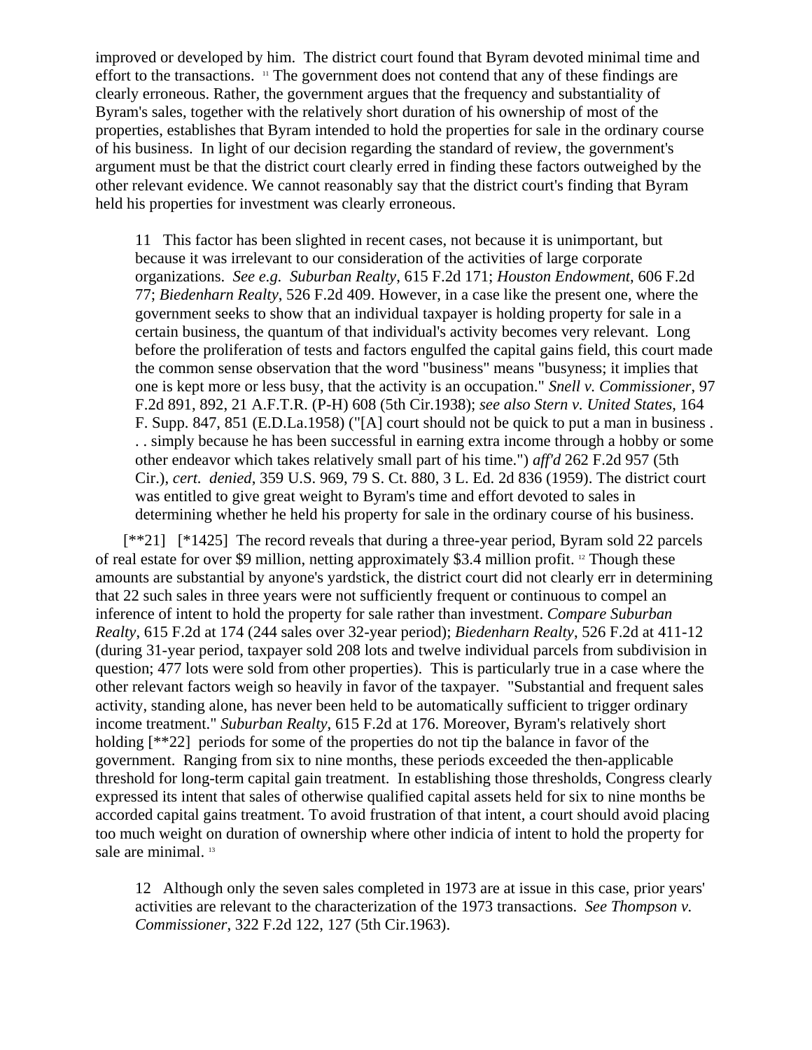improved or developed by him. The district court found that Byram devoted minimal time and effort to the transactions. [11] The government does not contend that any of these findings are clearly erroneous. Rather, the government argues that the frequency and substantiality of Byram's sales, together with the relatively short duration of his ownership of most of the properties, establishes that Byram intended to hold the properties for sale in the ordinary course of his business. In light of our decision regarding the standard of review, the government's argument must be that the district court clearly erred in finding these factors outweighed by the other relevant evidence. We cannot reasonably say that the district court's finding that Byram held his properties for investment was clearly erroneous.

> 11 This factor has been slighted in recent cases, not because it is unimportant, but because it was irrelevant to our consideration of the activities of large corporate organizations. *See e.g. Suburban Realty*, 615 F.2d 171; *Houston Endowment*, 606 F.2d 77; *Biedenharn Realty*, 526 F.2d 409. However, in a case like the present one, where the government seeks to show that an individual taxpayer is holding property for sale in a certain business, the quantum of that individual's activity becomes very relevant. Long before the proliferation of tests and factors engulfed the capital gains field, this court made the common sense observation that the word "business" means "busyness; it implies that one is kept more or less busy, that the activity is an occupation." *Snell v. Commissioner*, 97 F.2d 891, 892, 21 A.F.T.R. (P-H) 608 (5th Cir.1938); *see also Stern v. United States*, 164 F. Supp. 847, 851 (E.D.La.1958) ("[A] court should not be quick to put a man in business . . . simply because he has been successful in earning extra income through a hobby or some other endeavor which takes relatively small part of his time.") *aff'd* 262 F.2d 957 (5th Cir.), *cert. denied*, 359 U.S. 969, 79 S. Ct. 880, 3 L. Ed. 2d 836 (1959). The district court was entitled to give great weight to Byram's time and effort devoted to sales in determining whether he held his property for sale in the ordinary course of his business.

[**21] [*1425] The record reveals that during a three-year period, Byram sold 22 parcels of real estate for over $9 million, netting approximately $3.4 million profit. [12] Though these amounts are substantial by anyone's yardstick, the district court did not clearly err in determining that 22 such sales in three years were not sufficiently frequent or continuous to compel an inference of intent to hold the property for sale rather than investment. *Compare Suburban Realty*, 615 F.2d at 174 (244 sales over 32-year period); *Biedenharn Realty*, 526 F.2d at 411-12 (during 31-year period, taxpayer sold 208 lots and twelve individual parcels from subdivision in question; 477 lots were sold from other properties). This is particularly true in a case where the other relevant factors weigh so heavily in favor of the taxpayer. "Substantial and frequent sales activity, standing alone, has never been held to be automatically sufficient to trigger ordinary income treatment." *Suburban Realty*, 615 F.2d at 176. Moreover, Byram's relatively short holding [**22] periods for some of the properties do not tip the balance in favor of the government. Ranging from six to nine months, these periods exceeded the then-applicable threshold for long-term capital gain treatment. In establishing those thresholds, Congress clearly expressed its intent that sales of otherwise qualified capital assets held for six to nine months be accorded capital gains treatment. To avoid frustration of that intent, a court should avoid placing too much weight on duration of ownership where other indicia of intent to hold the property for sale are minimal. [13]

> 12 Although only the seven sales completed in 1973 are at issue in this case, prior years' activities are relevant to the characterization of the 1973 transactions. *See Thompson v. Commissioner*, 322 F.2d 122, 127 (5th Cir.1963).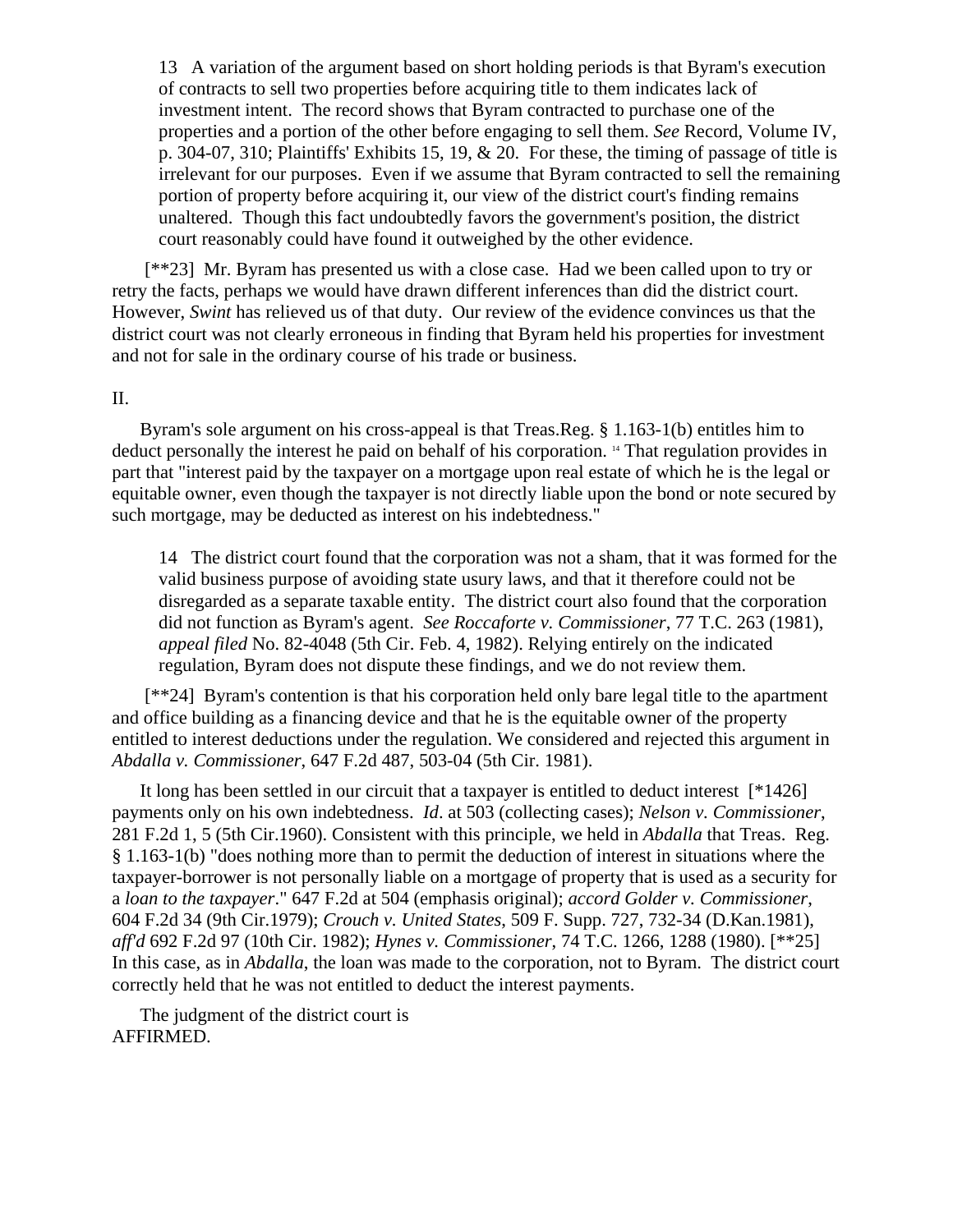13 A variation of the argument based on short holding periods is that Byram's execution of contracts to sell two properties before acquiring title to them indicates lack of investment intent. The record shows that Byram contracted to purchase one of the properties and a portion of the other before engaging to sell them. *See* Record, Volume IV, p. 304-07, 310; Plaintiffs' Exhibits 15, 19, & 20. For these, the timing of passage of title is irrelevant for our purposes. Even if we assume that Byram contracted to sell the remaining portion of property before acquiring it, our view of the district court's finding remains unaltered. Though this fact undoubtedly favors the government's position, the district court reasonably could have found it outweighed by the other evidence.

[**23] Mr. Byram has presented us with a close case. Had we been called upon to try or retry the facts, perhaps we would have drawn different inferences than did the district court. However, *Swint* has relieved us of that duty. Our review of the evidence convinces us that the district court was not clearly erroneous in finding that Byram held his properties for investment and not for sale in the ordinary course of his trade or business.

II.

Byram's sole argument on his cross-appeal is that Treas.Reg. § 1.163-1(b) entitles him to deduct personally the interest he paid on behalf of his corporation. [14] That regulation provides in part that "interest paid by the taxpayer on a mortgage upon real estate of which he is the legal or equitable owner, even though the taxpayer is not directly liable upon the bond or note secured by such mortgage, may be deducted as interest on his indebtedness."

14 The district court found that the corporation was not a sham, that it was formed for the valid business purpose of avoiding state usury laws, and that it therefore could not be disregarded as a separate taxable entity. The district court also found that the corporation did not function as Byram's agent. *See Roccaforte v. Commissioner*, 77 T.C. 263 (1981), *appeal filed* No. 82-4048 (5th Cir. Feb. 4, 1982). Relying entirely on the indicated regulation, Byram does not dispute these findings, and we do not review them.

[**24] Byram's contention is that his corporation held only bare legal title to the apartment and office building as a financing device and that he is the equitable owner of the property entitled to interest deductions under the regulation. We considered and rejected this argument in *Abdalla v. Commissioner*, 647 F.2d 487, 503-04 (5th Cir. 1981).

It long has been settled in our circuit that a taxpayer is entitled to deduct interest [*1426] payments only on his own indebtedness. *Id*. at 503 (collecting cases); *Nelson v. Commissioner*, 281 F.2d 1, 5 (5th Cir.1960). Consistent with this principle, we held in *Abdalla* that Treas. Reg. § 1.163-1(b) "does nothing more than to permit the deduction of interest in situations where the taxpayer-borrower is not personally liable on a mortgage of property that is used as a security for a *loan to the taxpayer*." 647 F.2d at 504 (emphasis original); *accord Golder v. Commissioner*, 604 F.2d 34 (9th Cir.1979); *Crouch v. United States*, 509 F. Supp. 727, 732-34 (D.Kan.1981), *aff'd* 692 F.2d 97 (10th Cir. 1982); *Hynes v. Commissioner*, 74 T.C. 1266, 1288 (1980). [**25] In this case, as in *Abdalla*, the loan was made to the corporation, not to Byram. The district court correctly held that he was not entitled to deduct the interest payments.

The judgment of the district court is AFFIRMED.